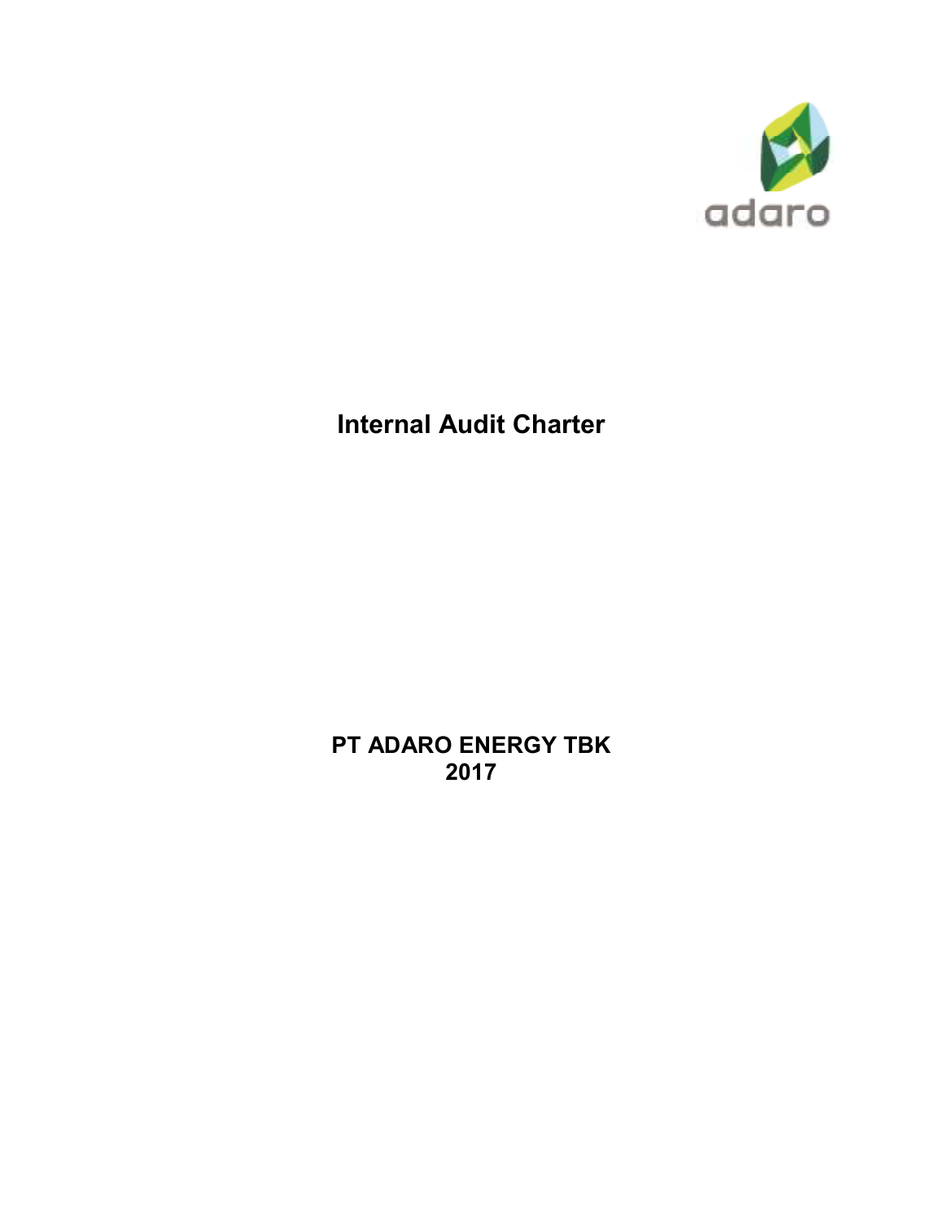adaro

# Internal Audit Charter

**PT ADARO ENERGY TBK**
**2017**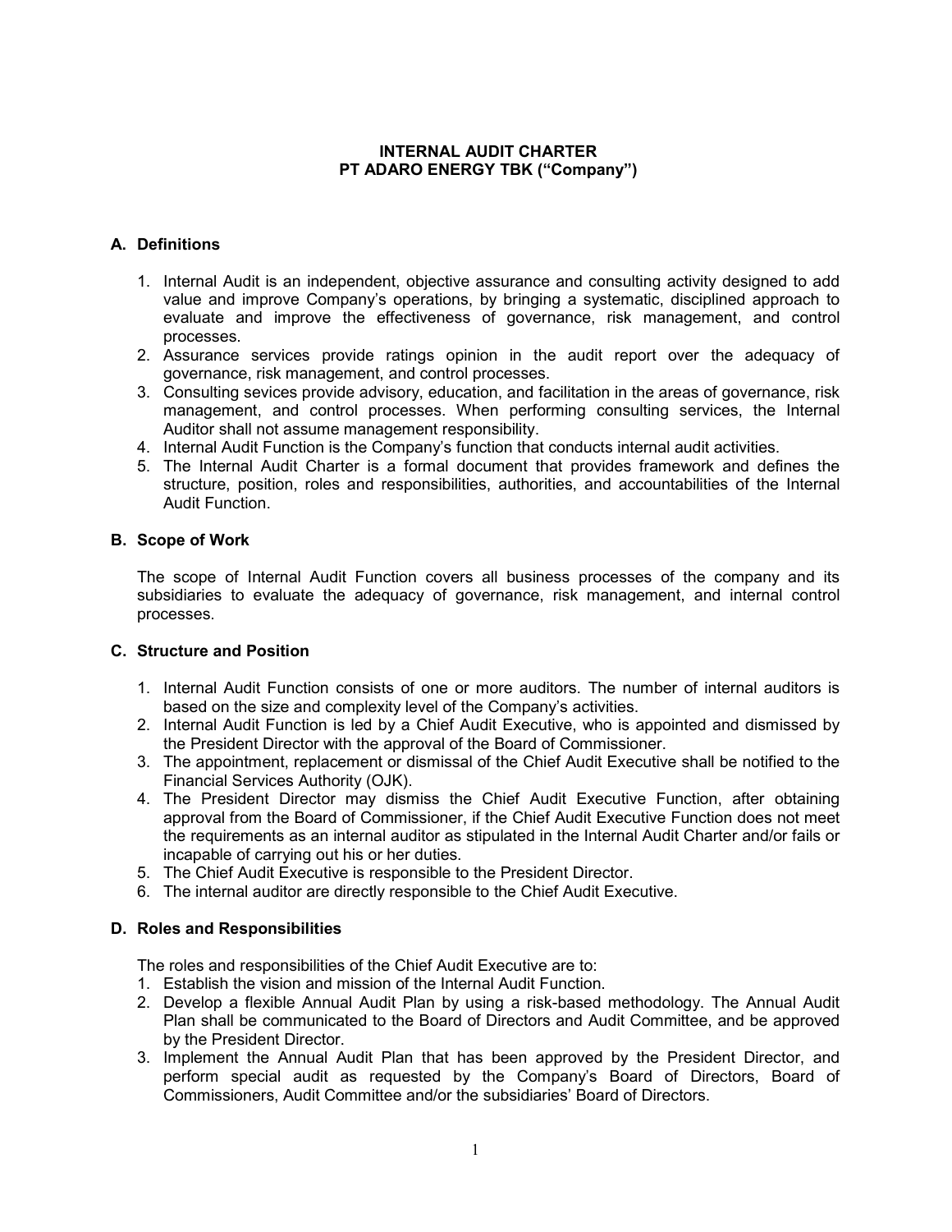**INTERNAL AUDIT CHARTER**
**PT ADARO ENERGY TBK ("Company")**

## A. Definitions

1. Internal Audit is an independent, objective assurance and consulting activity designed to add value and improve Company's operations, by bringing a systematic, disciplined approach to evaluate and improve the effectiveness of governance, risk management, and control processes.
2. Assurance services provide ratings opinion in the audit report over the adequacy of governance, risk management, and control processes.
3. Consulting sevices provide advisory, education, and facilitation in the areas of governance, risk management, and control processes. When performing consulting services, the Internal Auditor shall not assume management responsibility.
4. Internal Audit Function is the Company's function that conducts internal audit activities.
5. The Internal Audit Charter is a formal document that provides framework and defines the structure, position, roles and responsibilities, authorities, and accountabilities of the Internal Audit Function.

## B. Scope of Work

The scope of Internal Audit Function covers all business processes of the company and its subsidiaries to evaluate the adequacy of governance, risk management, and internal control processes.

## C. Structure and Position

1. Internal Audit Function consists of one or more auditors. The number of internal auditors is based on the size and complexity level of the Company's activities.
2. Internal Audit Function is led by a Chief Audit Executive, who is appointed and dismissed by the President Director with the approval of the Board of Commissioner.
3. The appointment, replacement or dismissal of the Chief Audit Executive shall be notified to the Financial Services Authority (OJK).
4. The President Director may dismiss the Chief Audit Executive Function, after obtaining approval from the Board of Commissioner, if the Chief Audit Executive Function does not meet the requirements as an internal auditor as stipulated in the Internal Audit Charter and/or fails or incapable of carrying out his or her duties.
5. The Chief Audit Executive is responsible to the President Director.
6. The internal auditor are directly responsible to the Chief Audit Executive.

## D. Roles and Responsibilities

The roles and responsibilities of the Chief Audit Executive are to:

1. Establish the vision and mission of the Internal Audit Function.
2. Develop a flexible Annual Audit Plan by using a risk-based methodology. The Annual Audit Plan shall be communicated to the Board of Directors and Audit Committee, and be approved by the President Director.
3. Implement the Annual Audit Plan that has been approved by the President Director, and perform special audit as requested by the Company's Board of Directors, Board of Commissioners, Audit Committee and/or the subsidiaries' Board of Directors.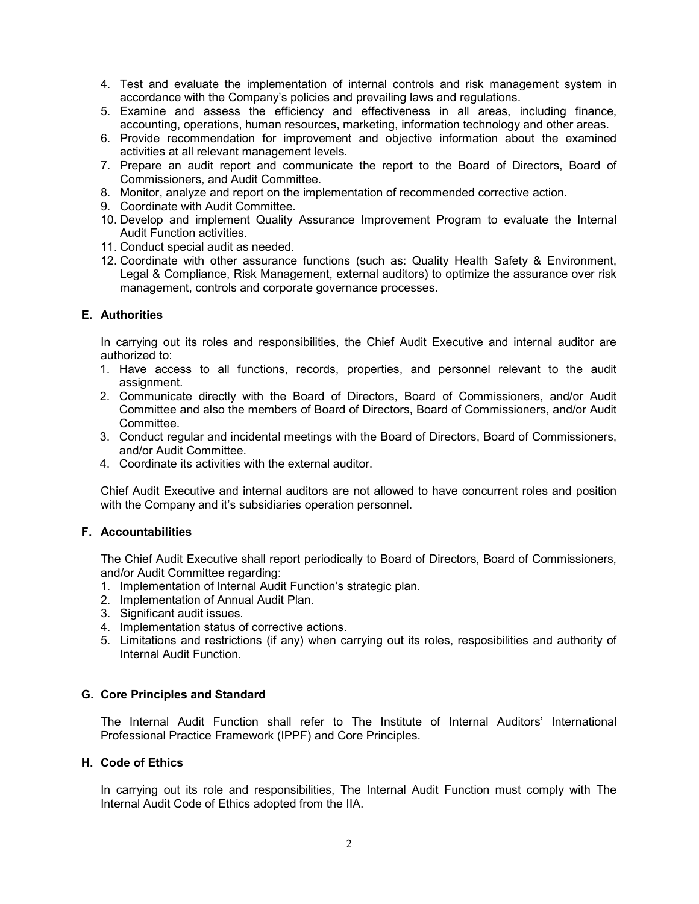4. Test and evaluate the implementation of internal controls and risk management system in accordance with the Company's policies and prevailing laws and regulations.
5. Examine and assess the efficiency and effectiveness in all areas, including finance, accounting, operations, human resources, marketing, information technology and other areas.
6. Provide recommendation for improvement and objective information about the examined activities at all relevant management levels.
7. Prepare an audit report and communicate the report to the Board of Directors, Board of Commissioners, and Audit Committee.
8. Monitor, analyze and report on the implementation of recommended corrective action.
9. Coordinate with Audit Committee.
10. Develop and implement Quality Assurance Improvement Program to evaluate the Internal Audit Function activities.
11. Conduct special audit as needed.
12. Coordinate with other assurance functions (such as: Quality Health Safety & Environment, Legal & Compliance, Risk Management, external auditors) to optimize the assurance over risk management, controls and corporate governance processes.

## E. Authorities

In carrying out its roles and responsibilities, the Chief Audit Executive and internal auditor are authorized to:

1. Have access to all functions, records, properties, and personnel relevant to the audit assignment.
2. Communicate directly with the Board of Directors, Board of Commissioners, and/or Audit Committee and also the members of Board of Directors, Board of Commissioners, and/or Audit Committee.
3. Conduct regular and incidental meetings with the Board of Directors, Board of Commissioners, and/or Audit Committee.
4. Coordinate its activities with the external auditor.

Chief Audit Executive and internal auditors are not allowed to have concurrent roles and position with the Company and it's subsidiaries operation personnel.

## F. Accountabilities

The Chief Audit Executive shall report periodically to Board of Directors, Board of Commissioners, and/or Audit Committee regarding:

1. Implementation of Internal Audit Function's strategic plan.
2. Implementation of Annual Audit Plan.
3. Significant audit issues.
4. Implementation status of corrective actions.
5. Limitations and restrictions (if any) when carrying out its roles, resposibilities and authority of Internal Audit Function.

## G. Core Principles and Standard

The Internal Audit Function shall refer to The Institute of Internal Auditors' International Professional Practice Framework (IPPF) and Core Principles.

## H. Code of Ethics

In carrying out its role and responsibilities, The Internal Audit Function must comply with The Internal Audit Code of Ethics adopted from the IIA.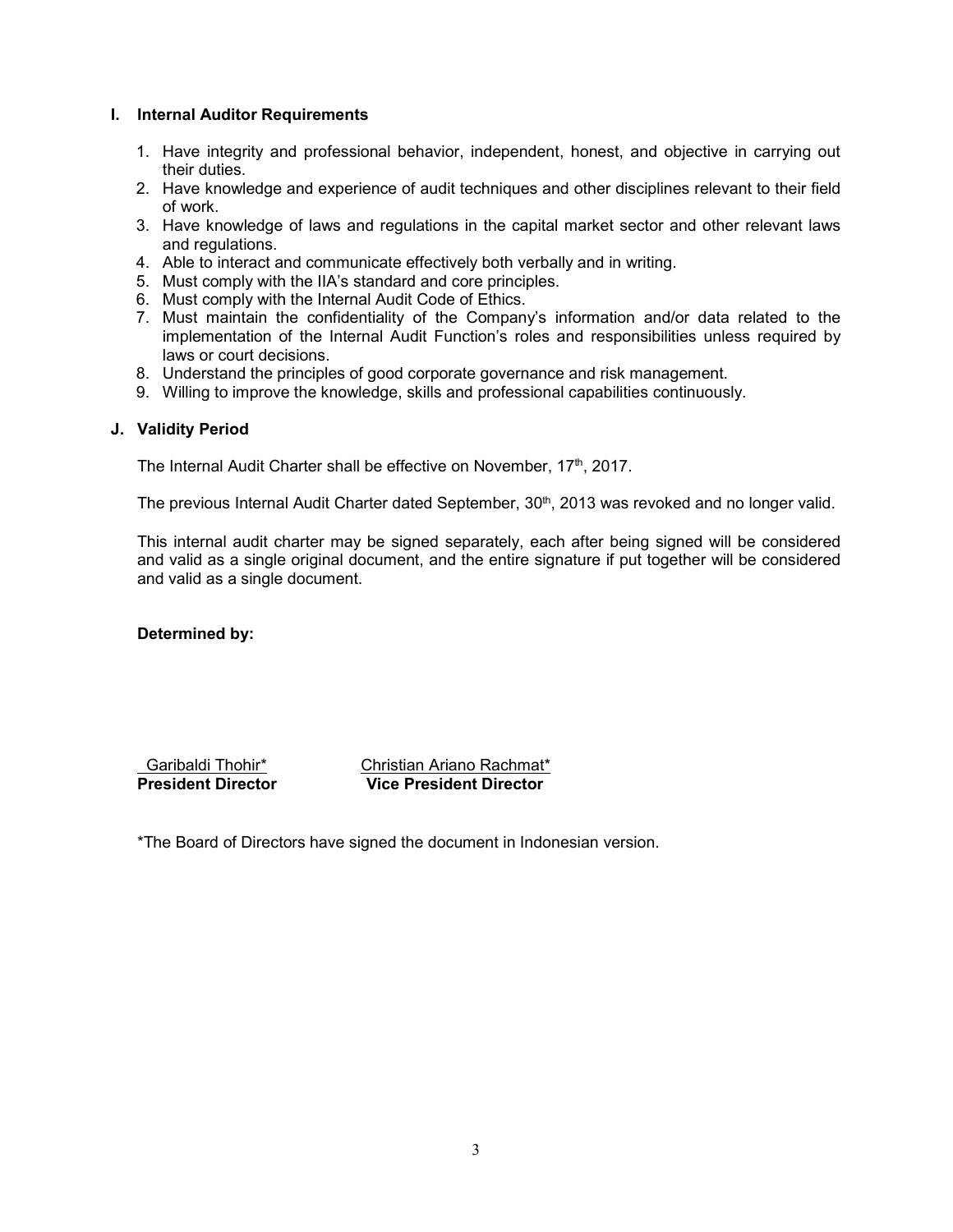## I. Internal Auditor Requirements

1. Have integrity and professional behavior, independent, honest, and objective in carrying out their duties.
2. Have knowledge and experience of audit techniques and other disciplines relevant to their field of work.
3. Have knowledge of laws and regulations in the capital market sector and other relevant laws and regulations.
4. Able to interact and communicate effectively both verbally and in writing.
5. Must comply with the IIA's standard and core principles.
6. Must comply with the Internal Audit Code of Ethics.
7. Must maintain the confidentiality of the Company's information and/or data related to the implementation of the Internal Audit Function's roles and responsibilities unless required by laws or court decisions.
8. Understand the principles of good corporate governance and risk management.
9. Willing to improve the knowledge, skills and professional capabilities continuously.

## J. Validity Period

The Internal Audit Charter shall be effective on November, 17th, 2017.

The previous Internal Audit Charter dated September, 30th, 2013 was revoked and no longer valid.

This internal audit charter may be signed separately, each after being signed will be considered and valid as a single original document, and the entire signature if put together will be considered and valid as a single document.

**Determined by:**

| Garibaldi Thohir* | Christian Ariano Rachmat* |
|---|---|
| **President Director** | **Vice President Director** |

*The Board of Directors have signed the document in Indonesian version.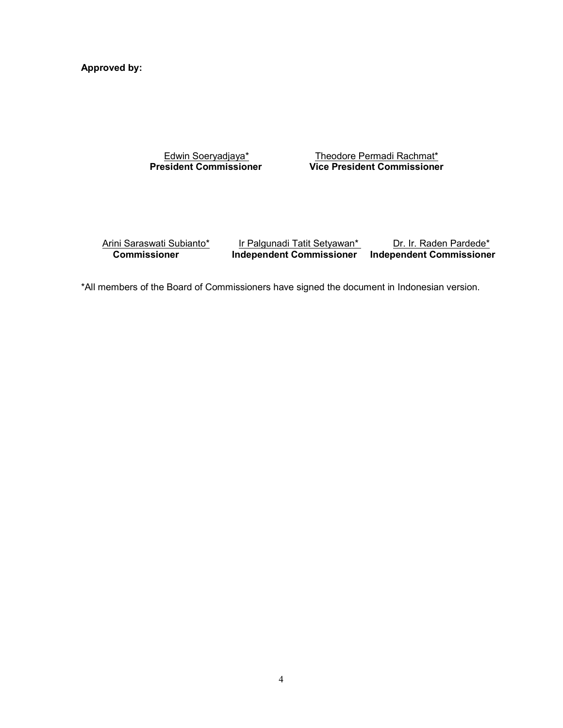**Approved by:**

Edwin Soeryadjaya*
**President Commissioner**

Theodore Permadi Rachmat*
**Vice President Commissioner**

Arini Saraswati Subianto*
**Commissioner**

Ir Palgunadi Tatit Setyawan*
**Independent Commissioner**

Dr. Ir. Raden Pardede*
**Independent Commissioner**

*All members of the Board of Commissioners have signed the document in Indonesian version.